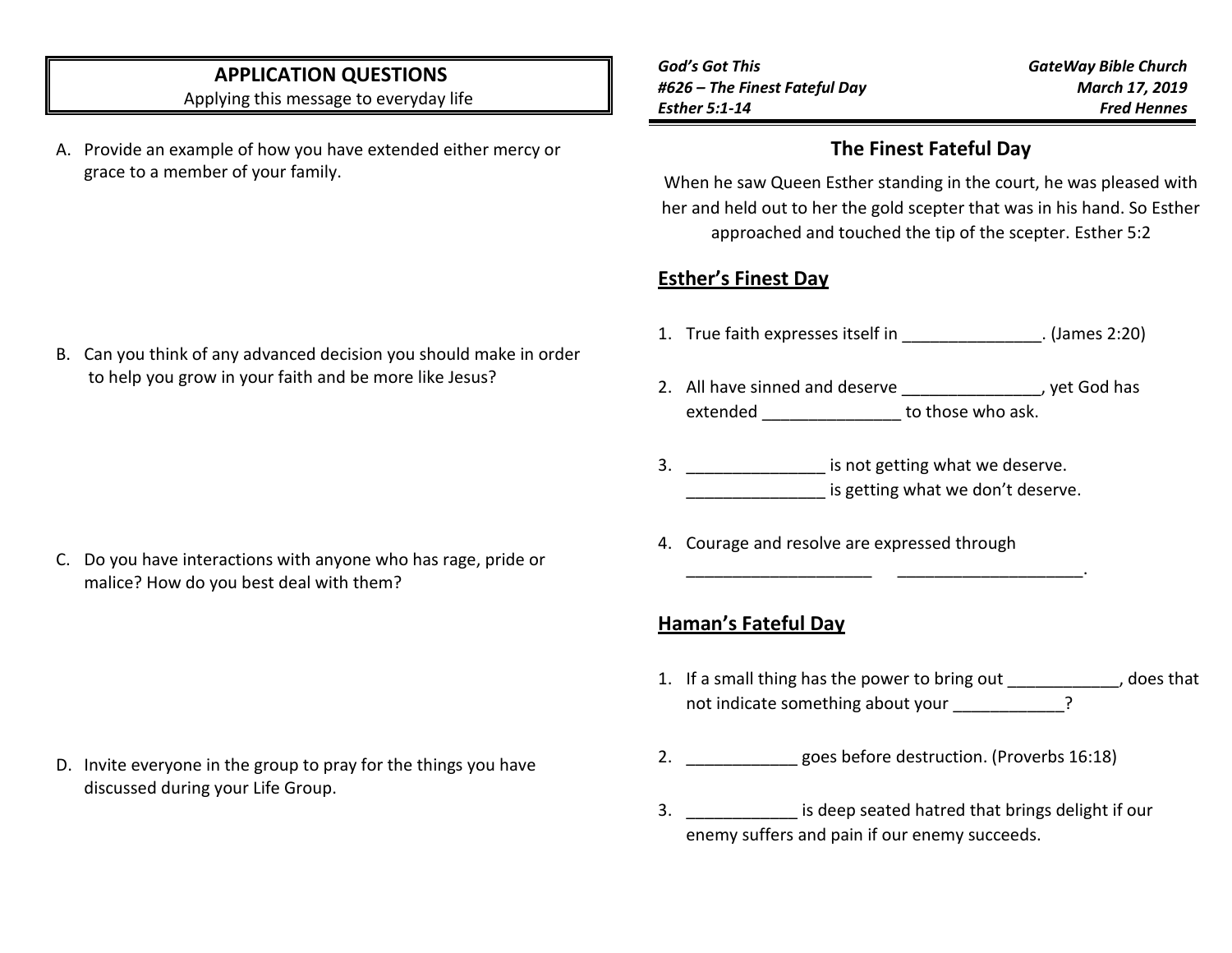**God's Got This**
**#626 – The Finest Fateful Day**
**Esther 5:1-14**

**GateWay Bible Church**
**March 17, 2019**
**Fred Hennes**

# The Finest Fateful Day

When he saw Queen Esther standing in the court, he was pleased with her and held out to her the gold scepter that was in his hand. So Esther approached and touched the tip of the scepter. Esther 5:2

## Esther's Finest Day

1. True faith expresses itself in _______________. (James 2:20)

2. All have sinned and deserve _______________, yet God has extended _______________ to those who ask.

3. _______________ is not getting what we deserve.
   _______________ is getting what we don't deserve.

4. Courage and resolve are expressed through
   ____________________ ____________________.

## Haman's Fateful Day

1. If a small thing has the power to bring out ____________, does that not indicate something about your ____________?

2. ____________ goes before destruction. (Proverbs 16:18)

3. ____________ is deep seated hatred that brings delight if our enemy suffers and pain if our enemy succeeds.

## APPLICATION QUESTIONS

Applying this message to everyday life

A. Provide an example of how you have extended either mercy or grace to a member of your family.

B. Can you think of any advanced decision you should make in order to help you grow in your faith and be more like Jesus?

C. Do you have interactions with anyone who has rage, pride or malice? How do you best deal with them?

D. Invite everyone in the group to pray for the things you have discussed during your Life Group.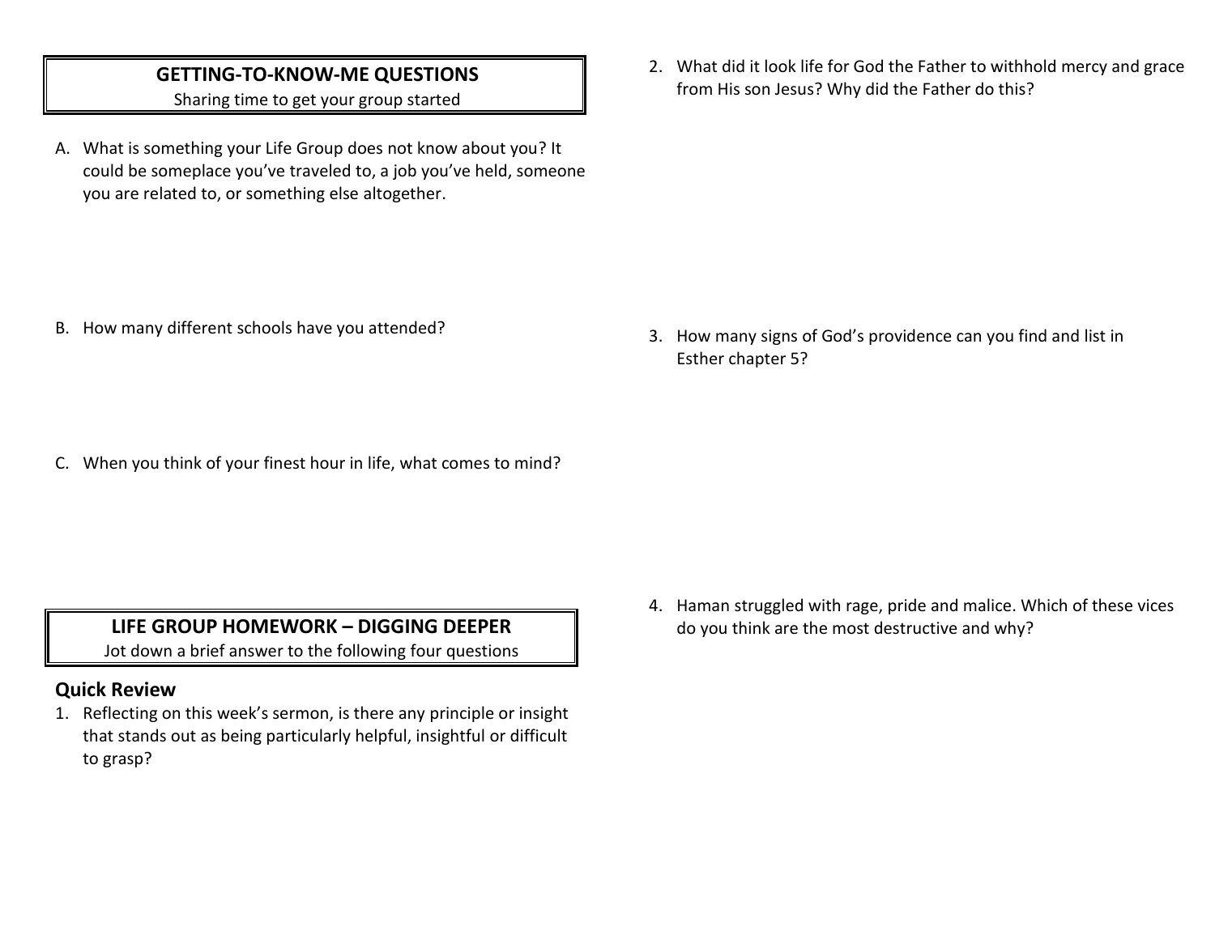## GETTING-TO-KNOW-ME QUESTIONS

Sharing time to get your group started

A. What is something your Life Group does not know about you? It could be someplace you've traveled to, a job you've held, someone you are related to, or something else altogether.

B. How many different schools have you attended?

C. When you think of your finest hour in life, what comes to mind?

## LIFE GROUP HOMEWORK – DIGGING DEEPER

Jot down a brief answer to the following four questions

### Quick Review

1. Reflecting on this week's sermon, is there any principle or insight that stands out as being particularly helpful, insightful or difficult to grasp?

2. What did it look life for God the Father to withhold mercy and grace from His son Jesus? Why did the Father do this?

3. How many signs of God's providence can you find and list in Esther chapter 5?

4. Haman struggled with rage, pride and malice. Which of these vices do you think are the most destructive and why?